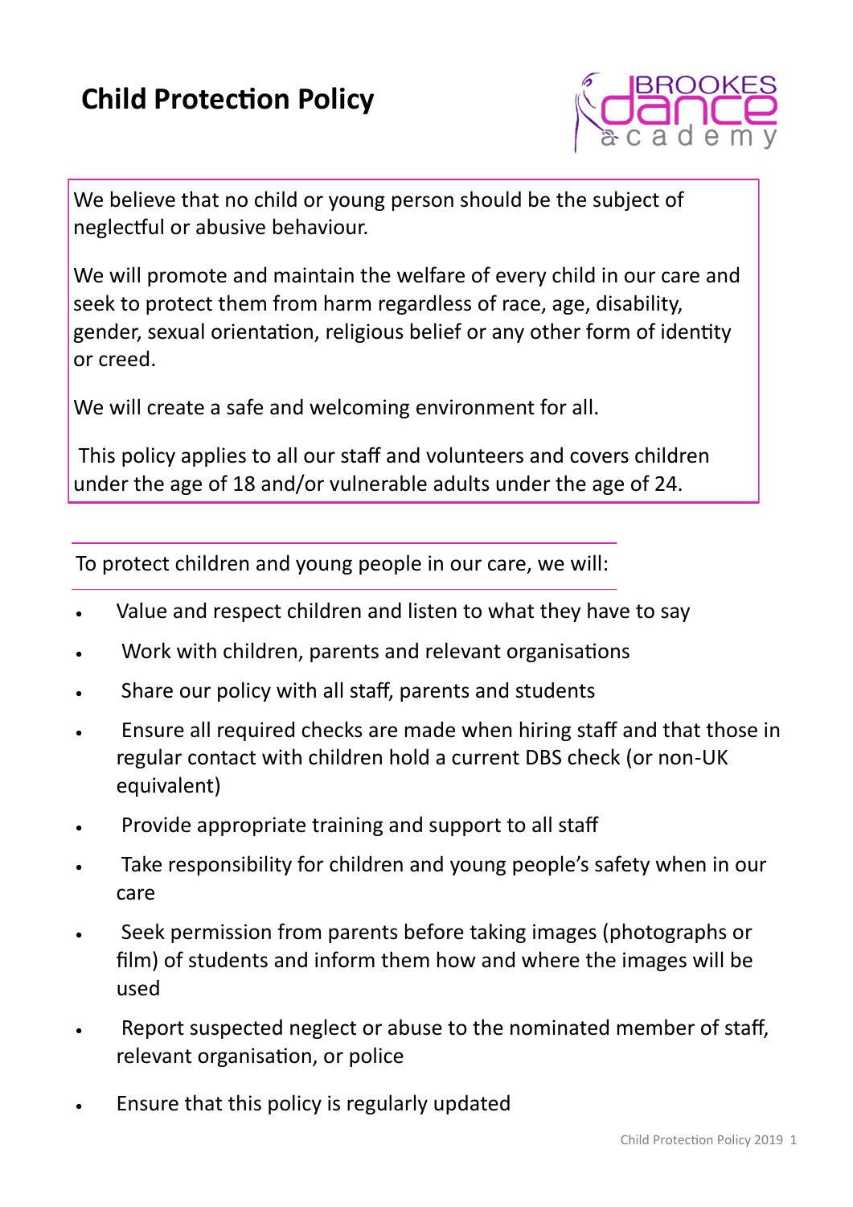# Child Protection Policy

We believe that no child or young person should be the subject of neglectful or abusive behaviour.

We will promote and maintain the welfare of every child in our care and seek to protect them from harm regardless of race, age, disability, gender, sexual orientation, religious belief or any other form of identity or creed.

We will create a safe and welcoming environment for all.

This policy applies to all our staff and volunteers and covers children under the age of 18 and/or vulnerable adults under the age of 24.

To protect children and young people in our care, we will:

- Value and respect children and listen to what they have to say
- Work with children, parents and relevant organisations
- Share our policy with all staff, parents and students
- Ensure all required checks are made when hiring staff and that those in regular contact with children hold a current DBS check (or non-UK equivalent)
- Provide appropriate training and support to all staff
- Take responsibility for children and young people's safety when in our care
- Seek permission from parents before taking images (photographs or film) of students and inform them how and where the images will be used
- Report suspected neglect or abuse to the nominated member of staff, relevant organisation, or police
- Ensure that this policy is regularly updated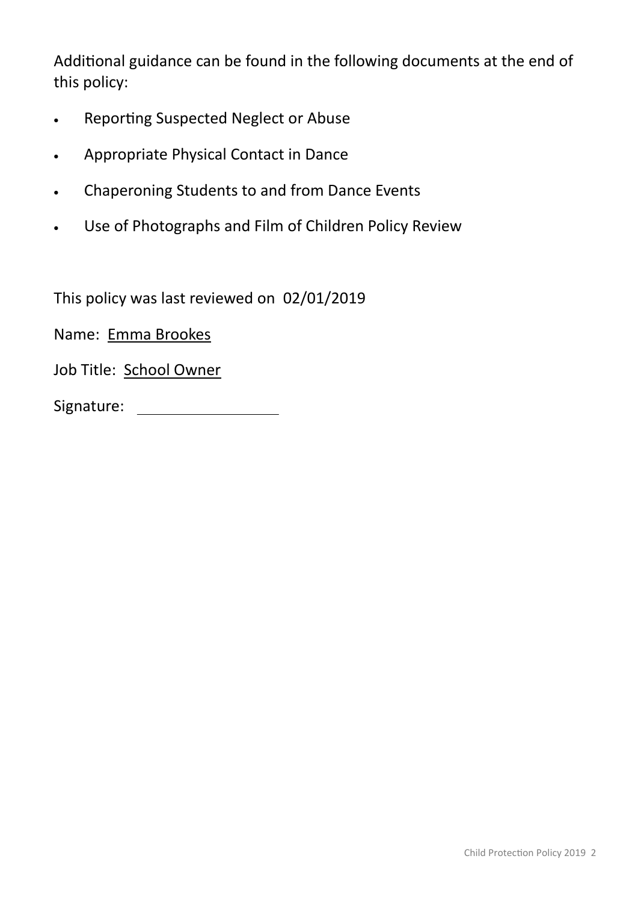Additional guidance can be found in the following documents at the end of this policy:

- Reporting Suspected Neglect or Abuse
- Appropriate Physical Contact in Dance
- Chaperoning Students to and from Dance Events
- Use of Photographs and Film of Children Policy Review

This policy was last reviewed on 02/01/2019

Name: Emma Brookes

Job Title: School Owner

Signature: ____________________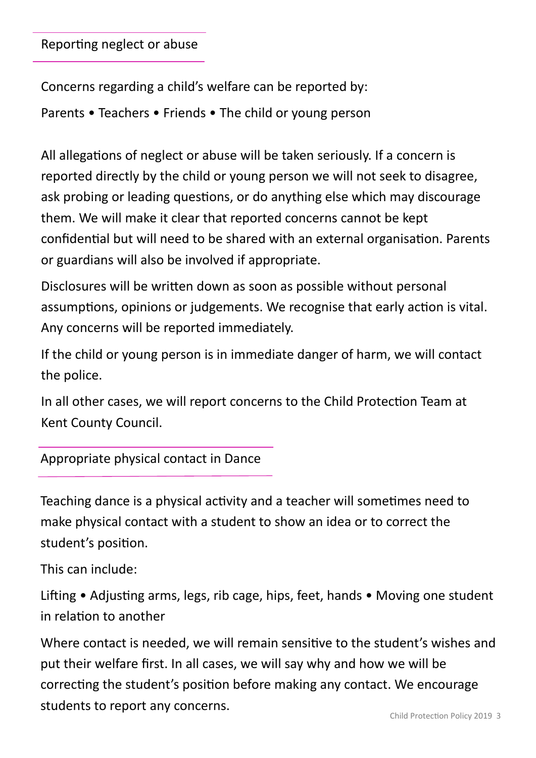## Reporting neglect or abuse

Concerns regarding a child's welfare can be reported by:

Parents • Teachers • Friends • The child or young person

All allegations of neglect or abuse will be taken seriously. If a concern is reported directly by the child or young person we will not seek to disagree, ask probing or leading questions, or do anything else which may discourage them. We will make it clear that reported concerns cannot be kept confidential but will need to be shared with an external organisation. Parents or guardians will also be involved if appropriate.

Disclosures will be written down as soon as possible without personal assumptions, opinions or judgements. We recognise that early action is vital. Any concerns will be reported immediately.

If the child or young person is in immediate danger of harm, we will contact the police.

In all other cases, we will report concerns to the Child Protection Team at Kent County Council.

## Appropriate physical contact in Dance

Teaching dance is a physical activity and a teacher will sometimes need to make physical contact with a student to show an idea or to correct the student's position.

This can include:

Lifting • Adjusting arms, legs, rib cage, hips, feet, hands • Moving one student in relation to another

Where contact is needed, we will remain sensitive to the student's wishes and put their welfare first. In all cases, we will say why and how we will be correcting the student's position before making any contact. We encourage students to report any concerns.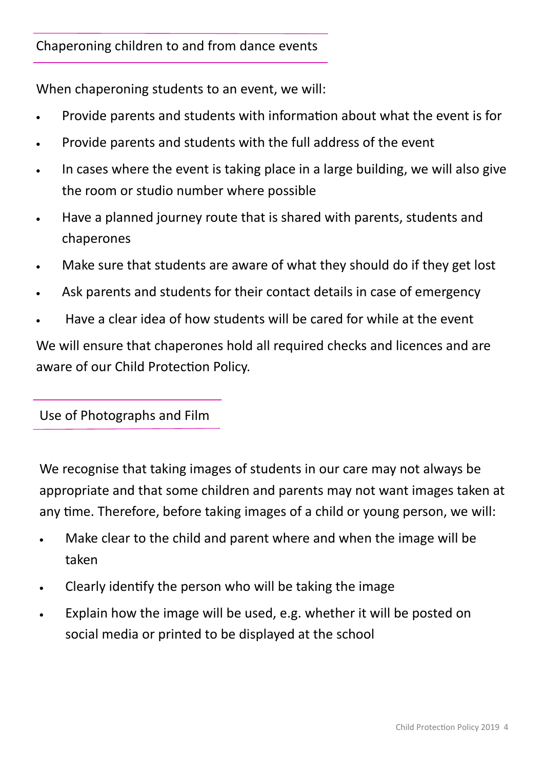## Chaperoning children to and from dance events

When chaperoning students to an event, we will:

- Provide parents and students with information about what the event is for
- Provide parents and students with the full address of the event
- In cases where the event is taking place in a large building, we will also give the room or studio number where possible
- Have a planned journey route that is shared with parents, students and chaperones
- Make sure that students are aware of what they should do if they get lost
- Ask parents and students for their contact details in case of emergency
- Have a clear idea of how students will be cared for while at the event

We will ensure that chaperones hold all required checks and licences and are aware of our Child Protection Policy.

## Use of Photographs and Film

We recognise that taking images of students in our care may not always be appropriate and that some children and parents may not want images taken at any time. Therefore, before taking images of a child or young person, we will:

- Make clear to the child and parent where and when the image will be taken
- Clearly identify the person who will be taking the image
- Explain how the image will be used, e.g. whether it will be posted on social media or printed to be displayed at the school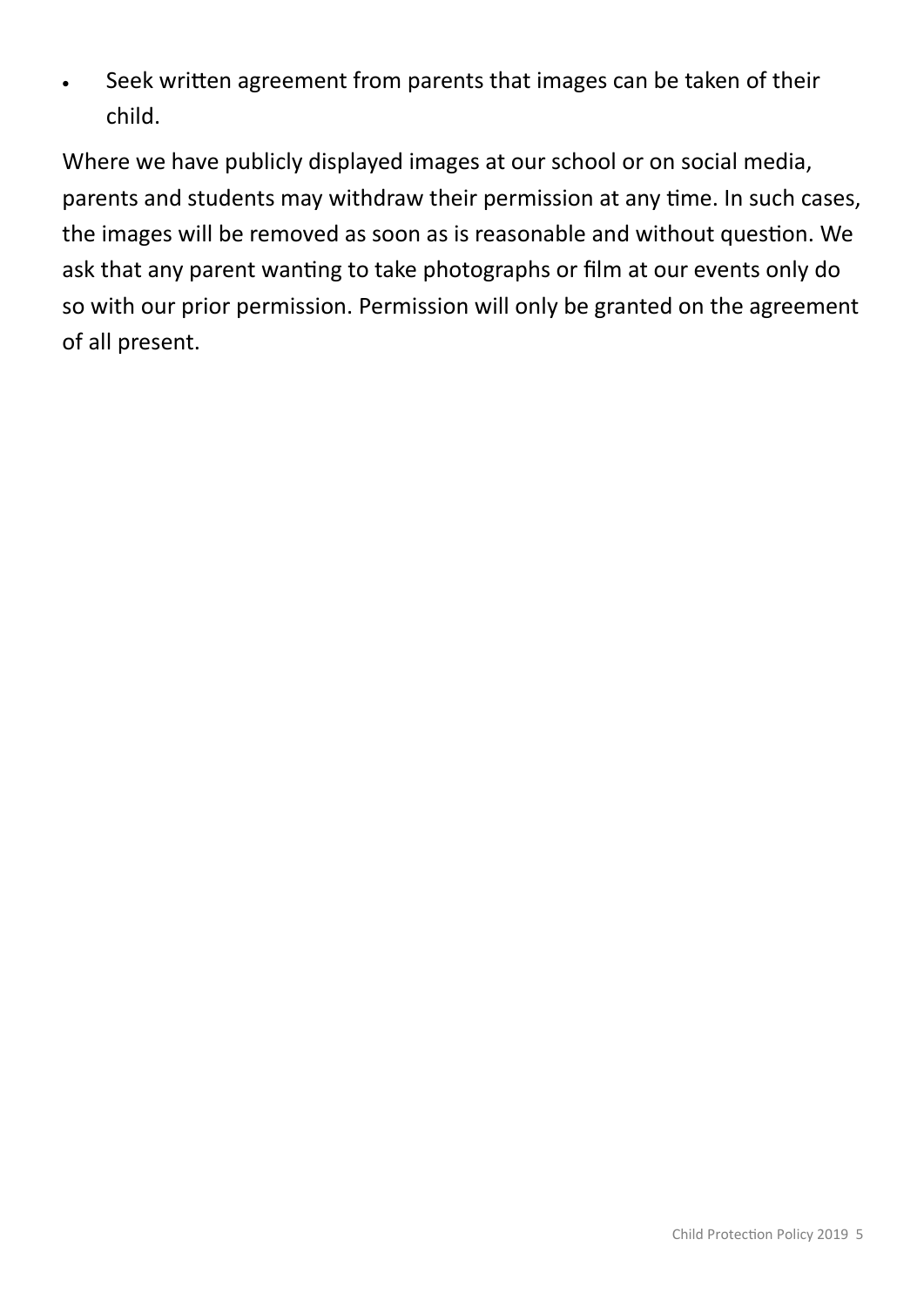- Seek written agreement from parents that images can be taken of their child.

Where we have publicly displayed images at our school or on social media, parents and students may withdraw their permission at any time. In such cases, the images will be removed as soon as is reasonable and without question. We ask that any parent wanting to take photographs or film at our events only do so with our prior permission. Permission will only be granted on the agreement of all present.